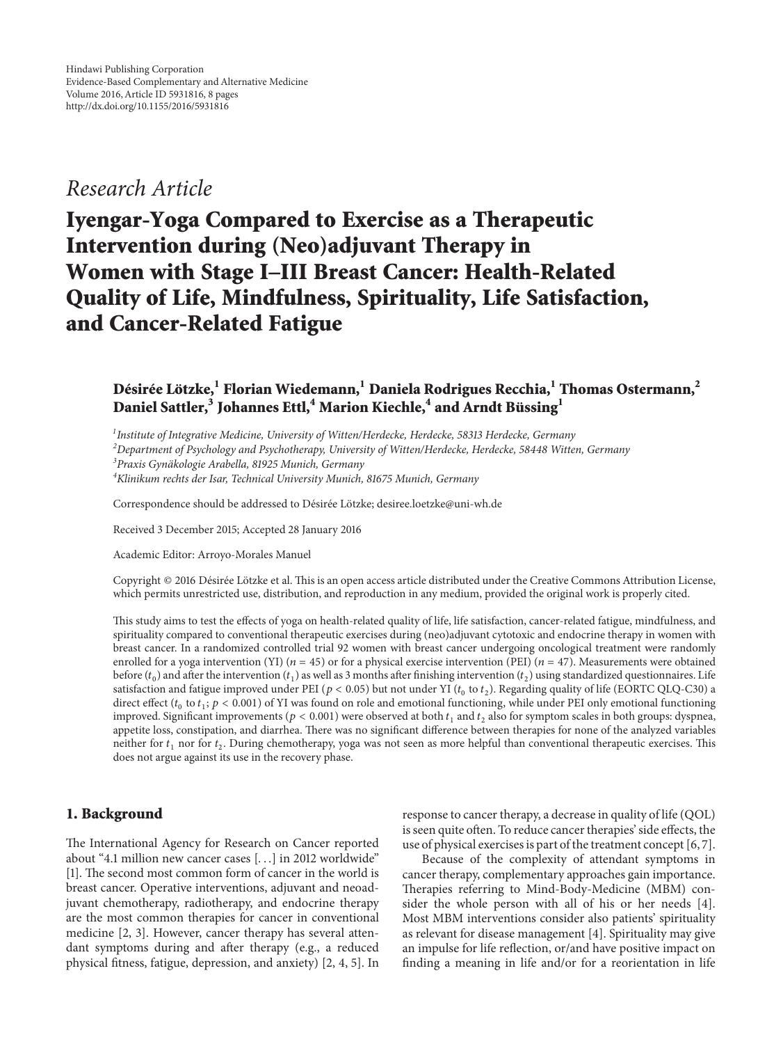Hindawi Publishing Corporation
Evidence-Based Complementary and Alternative Medicine
Volume 2016, Article ID 5931816, 8 pages
http://dx.doi.org/10.1155/2016/5931816

*Research Article*

# Iyengar-Yoga Compared to Exercise as a Therapeutic Intervention during (Neo)adjuvant Therapy in Women with Stage I–III Breast Cancer: Health-Related Quality of Life, Mindfulness, Spirituality, Life Satisfaction, and Cancer-Related Fatigue

**Désirée Lötzke,[1] Florian Wiedemann,[1] Daniela Rodrigues Recchia,[1] Thomas Ostermann,[2] Daniel Sattler,[3] Johannes Ettl,[4] Marion Kiechle,[4] and Arndt Büssing[1]**

[1] *Institute of Integrative Medicine, University of Witten/Herdecke, Herdecke, 58313 Herdecke, Germany*
[2] *Department of Psychology and Psychotherapy, University of Witten/Herdecke, Herdecke, 58448 Witten, Germany*
[3] *Praxis Gynäkologie Arabella, 81925 Munich, Germany*
[4] *Klinikum rechts der Isar, Technical University Munich, 81675 Munich, Germany*

Correspondence should be addressed to Désirée Lötzke; desiree.loetzke@uni-wh.de

Received 3 December 2015; Accepted 28 January 2016

Academic Editor: Arroyo-Morales Manuel

Copyright © 2016 Désirée Lötzke et al. This is an open access article distributed under the Creative Commons Attribution License, which permits unrestricted use, distribution, and reproduction in any medium, provided the original work is properly cited.

This study aims to test the effects of yoga on health-related quality of life, life satisfaction, cancer-related fatigue, mindfulness, and spirituality compared to conventional therapeutic exercises during (neo)adjuvant cytotoxic and endocrine therapy in women with breast cancer. In a randomized controlled trial 92 women with breast cancer undergoing oncological treatment were randomly enrolled for a yoga intervention (YI) ($n = 45$) or for a physical exercise intervention (PEI) ($n = 47$). Measurements were obtained before ($t_0$) and after the intervention ($t_1$) as well as 3 months after finishing intervention ($t_2$) using standardized questionnaires. Life satisfaction and fatigue improved under PEI ($p < 0.05$) but not under YI ($t_0$ to $t_2$). Regarding quality of life (EORTC QLQ-C30) a direct effect ($t_0$ to $t_1$; $p < 0.001$) of YI was found on role and emotional functioning, while under PEI only emotional functioning improved. Significant improvements ($p < 0.001$) were observed at both $t_1$ and $t_2$ also for symptom scales in both groups: dyspnea, appetite loss, constipation, and diarrhea. There was no significant difference between therapies for none of the analyzed variables neither for $t_1$ nor for $t_2$. During chemotherapy, yoga was not seen as more helpful than conventional therapeutic exercises. This does not argue against its use in the recovery phase.

## 1. Background

The International Agency for Research on Cancer reported about "4.1 million new cancer cases [. . .] in 2012 worldwide" [1]. The second most common form of cancer in the world is breast cancer. Operative interventions, adjuvant and neoadjuvant chemotherapy, radiotherapy, and endocrine therapy are the most common therapies for cancer in conventional medicine [2, 3]. However, cancer therapy has several attendant symptoms during and after therapy (e.g., a reduced physical fitness, fatigue, depression, and anxiety) [2, 4, 5]. In response to cancer therapy, a decrease in quality of life (QOL) is seen quite often. To reduce cancer therapies' side effects, the use of physical exercises is part of the treatment concept [6, 7].

Because of the complexity of attendant symptoms in cancer therapy, complementary approaches gain importance. Therapies referring to Mind-Body-Medicine (MBM) consider the whole person with all of his or her needs [4]. Most MBM interventions consider also patients' spirituality as relevant for disease management [4]. Spirituality may give an impulse for life reflection, or/and have positive impact on finding a meaning in life and/or for a reorientation in life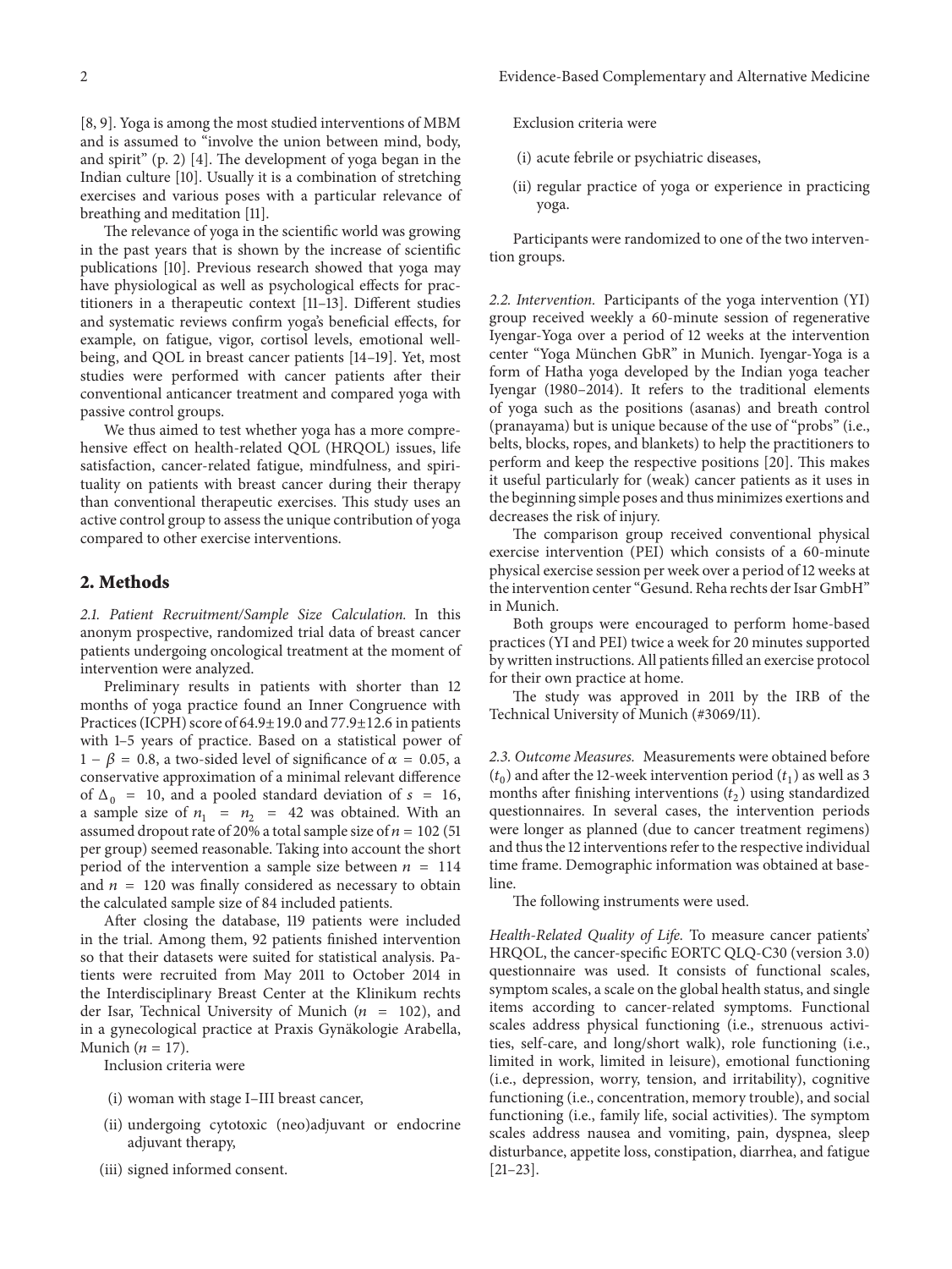[8, 9]. Yoga is among the most studied interventions of MBM and is assumed to "involve the union between mind, body, and spirit" (p. 2) [4]. The development of yoga began in the Indian culture [10]. Usually it is a combination of stretching exercises and various poses with a particular relevance of breathing and meditation [11].

The relevance of yoga in the scientific world was growing in the past years that is shown by the increase of scientific publications [10]. Previous research showed that yoga may have physiological as well as psychological effects for practitioners in a therapeutic context [11–13]. Different studies and systematic reviews confirm yoga's beneficial effects, for example, on fatigue, vigor, cortisol levels, emotional wellbeing, and QOL in breast cancer patients [14–19]. Yet, most studies were performed with cancer patients after their conventional anticancer treatment and compared yoga with passive control groups.

We thus aimed to test whether yoga has a more comprehensive effect on health-related QOL (HRQOL) issues, life satisfaction, cancer-related fatigue, mindfulness, and spirituality on patients with breast cancer during their therapy than conventional therapeutic exercises. This study uses an active control group to assess the unique contribution of yoga compared to other exercise interventions.

## 2. Methods

*2.1. Patient Recruitment/Sample Size Calculation.* In this anonym prospective, randomized trial data of breast cancer patients undergoing oncological treatment at the moment of intervention were analyzed.

Preliminary results in patients with shorter than 12 months of yoga practice found an Inner Congruence with Practices (ICPH) score of 64.9±19.0 and 77.9±12.6 in patients with 1–5 years of practice. Based on a statistical power of $1 - \beta = 0.8$, a two-sided level of significance of $\alpha = 0.05$, a conservative approximation of a minimal relevant difference of $\Delta_0 = 10$, and a pooled standard deviation of $s = 16$, a sample size of $n_1 = n_2 = 42$ was obtained. With an assumed dropout rate of 20% a total sample size of $n = 102$ (51 per group) seemed reasonable. Taking into account the short period of the intervention a sample size between $n = 114$ and $n = 120$ was finally considered as necessary to obtain the calculated sample size of 84 included patients.

After closing the database, 119 patients were included in the trial. Among them, 92 patients finished intervention so that their datasets were suited for statistical analysis. Patients were recruited from May 2011 to October 2014 in the Interdisciplinary Breast Center at the Klinikum rechts der Isar, Technical University of Munich ($n = 102$), and in a gynecological practice at Praxis Gynäkologie Arabella, Munich ($n = 17$).

Inclusion criteria were

(i) woman with stage I–III breast cancer,

(ii) undergoing cytotoxic (neo)adjuvant or endocrine adjuvant therapy,

(iii) signed informed consent.

Exclusion criteria were

(i) acute febrile or psychiatric diseases,

(ii) regular practice of yoga or experience in practicing yoga.

Participants were randomized to one of the two intervention groups.

*2.2. Intervention.* Participants of the yoga intervention (YI) group received weekly a 60-minute session of regenerative Iyengar-Yoga over a period of 12 weeks at the intervention center "Yoga München GbR" in Munich. Iyengar-Yoga is a form of Hatha yoga developed by the Indian yoga teacher Iyengar (1980–2014). It refers to the traditional elements of yoga such as the positions (asanas) and breath control (pranayama) but is unique because of the use of "probs" (i.e., belts, blocks, ropes, and blankets) to help the practitioners to perform and keep the respective positions [20]. This makes it useful particularly for (weak) cancer patients as it uses in the beginning simple poses and thus minimizes exertions and decreases the risk of injury.

The comparison group received conventional physical exercise intervention (PEI) which consists of a 60-minute physical exercise session per week over a period of 12 weeks at the intervention center "Gesund. Reha rechts der Isar GmbH" in Munich.

Both groups were encouraged to perform home-based practices (YI and PEI) twice a week for 20 minutes supported by written instructions. All patients filled an exercise protocol for their own practice at home.

The study was approved in 2011 by the IRB of the Technical University of Munich (#3069/11).

*2.3. Outcome Measures.* Measurements were obtained before ($t_0$) and after the 12-week intervention period ($t_1$) as well as 3 months after finishing interventions ($t_2$) using standardized questionnaires. In several cases, the intervention periods were longer as planned (due to cancer treatment regimens) and thus the 12 interventions refer to the respective individual time frame. Demographic information was obtained at baseline.

The following instruments were used.

*Health-Related Quality of Life.* To measure cancer patients' HRQOL, the cancer-specific EORTC QLQ-C30 (version 3.0) questionnaire was used. It consists of functional scales, symptom scales, a scale on the global health status, and single items according to cancer-related symptoms. Functional scales address physical functioning (i.e., strenuous activities, self-care, and long/short walk), role functioning (i.e., limited in work, limited in leisure), emotional functioning (i.e., depression, worry, tension, and irritability), cognitive functioning (i.e., concentration, memory trouble), and social functioning (i.e., family life, social activities). The symptom scales address nausea and vomiting, pain, dyspnea, sleep disturbance, appetite loss, constipation, diarrhea, and fatigue [21–23].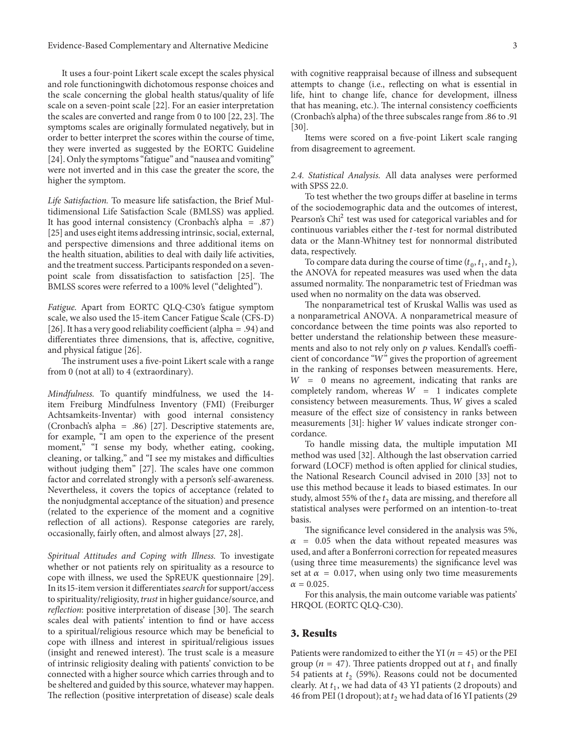It uses a four-point Likert scale except the scales physical and role functioningwith dichotomous response choices and the scale concerning the global health status/quality of life scale on a seven-point scale [22]. For an easier interpretation the scales are converted and range from 0 to 100 [22, 23]. The symptoms scales are originally formulated negatively, but in order to better interpret the scores within the course of time, they were inverted as suggested by the EORTC Guideline [24]. Only the symptoms "fatigue" and "nausea and vomiting" were not inverted and in this case the greater the score, the higher the symptom.

*Life Satisfaction.* To measure life satisfaction, the Brief Multidimensional Life Satisfaction Scale (BMLSS) was applied. It has good internal consistency (Cronbach's alpha = .87) [25] and uses eight items addressing intrinsic, social, external, and perspective dimensions and three additional items on the health situation, abilities to deal with daily life activities, and the treatment success. Participants responded on a seven-point scale from dissatisfaction to satisfaction [25]. The BMLSS scores were referred to a 100% level ("delighted").

*Fatigue.* Apart from EORTC QLQ-C30's fatigue symptom scale, we also used the 15-item Cancer Fatigue Scale (CFS-D) [26]. It has a very good reliability coefficient (alpha = .94) and differentiates three dimensions, that is, affective, cognitive, and physical fatigue [26].

The instrument uses a five-point Likert scale with a range from 0 (not at all) to 4 (extraordinary).

*Mindfulness.* To quantify mindfulness, we used the 14-item Freiburg Mindfulness Inventory (FMI) (Freiburger Achtsamkeits-Inventar) with good internal consistency (Cronbach's alpha = .86) [27]. Descriptive statements are, for example, "I am open to the experience of the present moment," "I sense my body, whether eating, cooking, cleaning, or talking," and "I see my mistakes and difficulties without judging them" [27]. The scales have one common factor and correlated strongly with a person's self-awareness. Nevertheless, it covers the topics of acceptance (related to the nonjudgmental acceptance of the situation) and presence (related to the experience of the moment and a cognitive reflection of all actions). Response categories are rarely, occasionally, fairly often, and almost always [27, 28].

*Spiritual Attitudes and Coping with Illness.* To investigate whether or not patients rely on spirituality as a resource to cope with illness, we used the SpREUK questionnaire [29]. In its 15-item version it differentiates *search* for support/access to spirituality/religiosity, *trust* in higher guidance/source, and *reflection*: positive interpretation of disease [30]. The search scales deal with patients' intention to find or have access to a spiritual/religious resource which may be beneficial to cope with illness and interest in spiritual/religious issues (insight and renewed interest). The trust scale is a measure of intrinsic religiosity dealing with patients' conviction to be connected with a higher source which carries through and to be sheltered and guided by this source, whatever may happen. The reflection (positive interpretation of disease) scale deals with cognitive reappraisal because of illness and subsequent attempts to change (i.e., reflecting on what is essential in life, hint to change life, chance for development, illness that has meaning, etc.). The internal consistency coefficients (Cronbach's alpha) of the three subscales range from .86 to .91 [30].

Items were scored on a five-point Likert scale ranging from disagreement to agreement.

*2.4. Statistical Analysis.* All data analyses were performed with SPSS 22.0.

To test whether the two groups differ at baseline in terms of the sociodemographic data and the outcomes of interest, Pearson's $\text{Chi}^2$ test was used for categorical variables and for continuous variables either the $t$-test for normal distributed data or the Mann-Whitney test for nonnormal distributed data, respectively.

To compare data during the course of time ($t_0$, $t_1$, and $t_2$), the ANOVA for repeated measures was used when the data assumed normality. The nonparametric test of Friedman was used when no normality on the data was observed.

The nonparametrical test of Kruskal Wallis was used as a nonparametrical ANOVA. A nonparametrical measure of concordance between the time points was also reported to better understand the relationship between these measurements and also to not rely only on $p$ values. Kendall's coefficient of concordance "$W$" gives the proportion of agreement in the ranking of responses between measurements. Here, $W = 0$ means no agreement, indicating that ranks are completely random, whereas $W = 1$ indicates complete consistency between measurements. Thus, $W$ gives a scaled measure of the effect size of consistency in ranks between measurements [31]: higher $W$ values indicate stronger concordance.

To handle missing data, the multiple imputation MI method was used [32]. Although the last observation carried forward (LOCF) method is often applied for clinical studies, the National Research Council advised in 2010 [33] not to use this method because it leads to biased estimates. In our study, almost 55% of the $t_2$ data are missing, and therefore all statistical analyses were performed on an intention-to-treat basis.

The significance level considered in the analysis was 5%, $\alpha = 0.05$ when the data without repeated measures was used, and after a Bonferroni correction for repeated measures (using three time measurements) the significance level was set at $\alpha = 0.017$, when using only two time measurements $\alpha = 0.025$.

For this analysis, the main outcome variable was patients' HRQOL (EORTC QLQ-C30).

## 3. Results

Patients were randomized to either the YI ($n = 45$) or the PEI group ($n = 47$). Three patients dropped out at $t_1$ and finally 54 patients at $t_2$ (59%). Reasons could not be documented clearly. At $t_1$, we had data of 43 YI patients (2 dropouts) and 46 from PEI (1 dropout); at $t_2$ we had data of 16 YI patients (29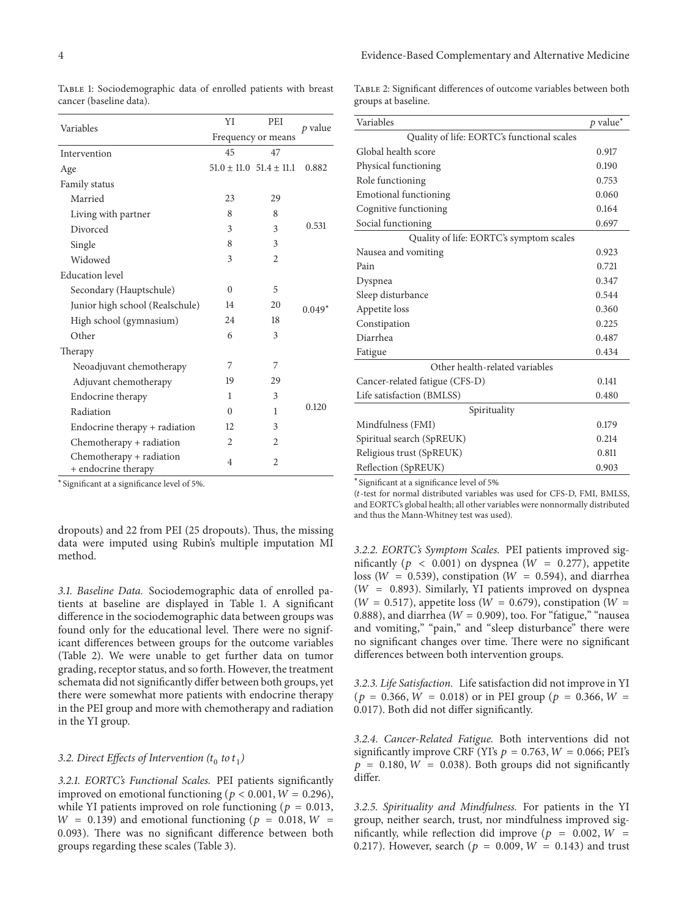Table 1: Sociodemographic data of enrolled patients with breast cancer (baseline data).

| Variables | YI | PEI | $p$ value |
|---|---|---|---|
| | Frequency or means | | |
| Intervention | 45 | 47 | |
| Age | 51.0 ± 11.0 | 51.4 ± 11.1 | 0.882 |
| Family status | | | |
| Married | 23 | 29 | 0.531 |
| Living with partner | 8 | 8 | |
| Divorced | 3 | 3 | |
| Single | 8 | 3 | |
| Widowed | 3 | 2 | |
| Education level | | | |
| Secondary (Hauptschule) | 0 | 5 | 0.049* |
| Junior high school (Realschule) | 14 | 20 | |
| High school (gymnasium) | 24 | 18 | |
| Other | 6 | 3 | |
| Therapy | | | |
| Neoadjuvant chemotherapy | 7 | 7 | 0.120 |
| Adjuvant chemotherapy | 19 | 29 | |
| Endocrine therapy | 1 | 3 | |
| Radiation | 0 | 1 | |
| Endocrine therapy + radiation | 12 | 3 | |
| Chemotherapy + radiation | 2 | 2 | |
| Chemotherapy + radiation + endocrine therapy | 4 | 2 | |

*Significant at a significance level of 5%.

Table 2: Significant differences of outcome variables between both groups at baseline.

| Variables | $p$ value* |
|---|---|
| Quality of life: EORTC's functional scales | |
| Global health score | 0.917 |
| Physical functioning | 0.190 |
| Role functioning | 0.753 |
| Emotional functioning | 0.060 |
| Cognitive functioning | 0.164 |
| Social functioning | 0.697 |
| Quality of life: EORTC's symptom scales | |
| Nausea and vomiting | 0.923 |
| Pain | 0.721 |
| Dyspnea | 0.347 |
| Sleep disturbance | 0.544 |
| Appetite loss | 0.360 |
| Constipation | 0.225 |
| Diarrhea | 0.487 |
| Fatigue | 0.434 |
| Other health-related variables | |
| Cancer-related fatigue (CFS-D) | 0.141 |
| Life satisfaction (BMLSS) | 0.480 |
| Spirituality | |
| Mindfulness (FMI) | 0.179 |
| Spiritual search (SpREUK) | 0.214 |
| Religious trust (SpREUK) | 0.811 |
| Reflection (SpREUK) | 0.903 |

*Significant at a significance level of 5%

($t$-test for normal distributed variables was used for CFS-D, FMI, BMLSS, and EORTC's global health; all other variables were nonnormally distributed and thus the Mann-Whitney test was used).

dropouts) and 22 from PEI (25 dropouts). Thus, the missing data were imputed using Rubin's multiple imputation MI method.

*3.1. Baseline Data.* Sociodemographic data of enrolled patients at baseline are displayed in Table 1. A significant difference in the sociodemographic data between groups was found only for the educational level. There were no significant differences between groups for the outcome variables (Table 2). We were unable to get further data on tumor grading, receptor status, and so forth. However, the treatment schemata did not significantly differ between both groups, yet there were somewhat more patients with endocrine therapy in the PEI group and more with chemotherapy and radiation in the YI group.

### 3.2. Direct Effects of Intervention ($t_0$ to $t_1$)

*3.2.1. EORTC's Functional Scales.* PEI patients significantly improved on emotional functioning ($p < 0.001$, $W = 0.296$), while YI patients improved on role functioning ($p = 0.013$, $W = 0.139$) and emotional functioning ($p = 0.018$, $W = 0.093$). There was no significant difference between both groups regarding these scales (Table 3).

*3.2.2. EORTC's Symptom Scales.* PEI patients improved significantly ($p < 0.001$) on dyspnea ($W = 0.277$), appetite loss ($W = 0.539$), constipation ($W = 0.594$), and diarrhea ($W = 0.893$). Similarly, YI patients improved on dyspnea ($W = 0.517$), appetite loss ($W = 0.679$), constipation ($W = 0.888$), and diarrhea ($W = 0.909$), too. For "fatigue," "nausea and vomiting," "pain," and "sleep disturbance" there were no significant changes over time. There were no significant differences between both intervention groups.

*3.2.3. Life Satisfaction.* Life satisfaction did not improve in YI ($p = 0.366$, $W = 0.018$) or in PEI group ($p = 0.366$, $W = 0.017$). Both did not differ significantly.

*3.2.4. Cancer-Related Fatigue.* Both interventions did not significantly improve CRF (YI's $p = 0.763$, $W = 0.066$; PEI's $p = 0.180$, $W = 0.038$). Both groups did not significantly differ.

*3.2.5. Spirituality and Mindfulness.* For patients in the YI group, neither search, trust, nor mindfulness improved significantly, while reflection did improve ($p = 0.002$, $W = 0.217$). However, search ($p = 0.009$, $W = 0.143$) and trust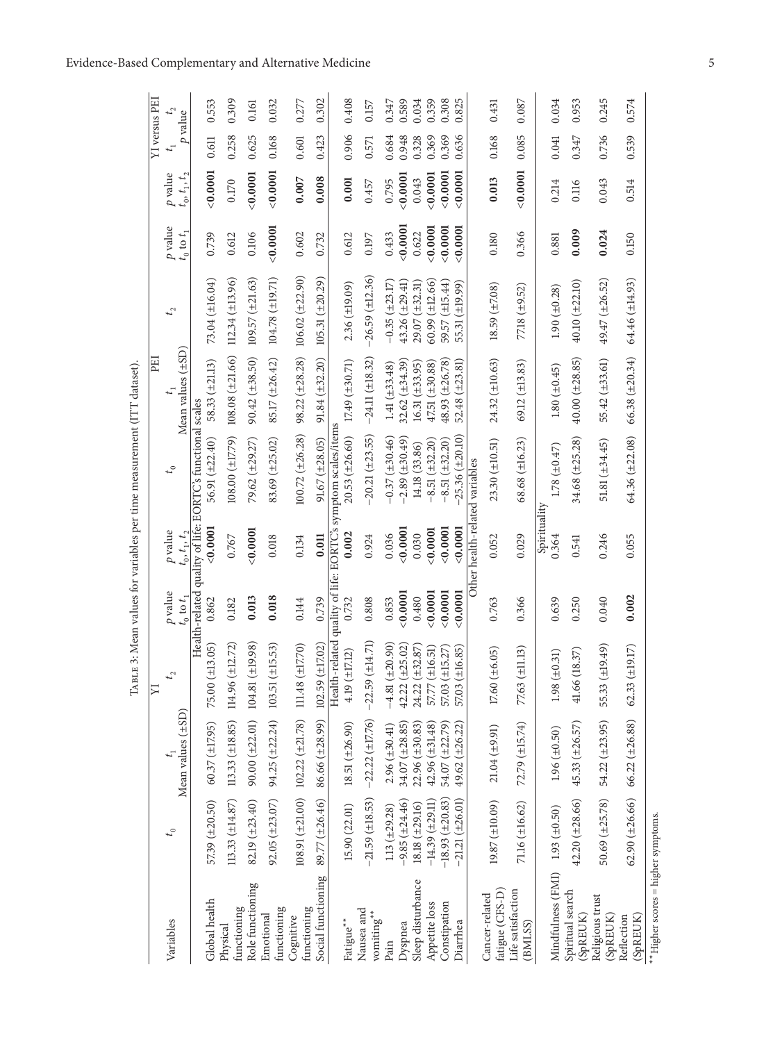Table 3: Mean values for variables per time measurement (ITT dataset).

| Variables | YI $t_0$ | YI $t_1$ | YI $t_2$ | YI $p$ value $t_0$ to $t_1$ | YI $p$ value $t_0, t_1, t_2$ | PEI $t_0$ | PEI $t_1$ | PEI $t_2$ | PEI $p$ value $t_0$ to $t_1$ | PEI $p$ value $t_0, t_1, t_2$ | YI versus PEI $t_1$ $p$ value | YI versus PEI $t_2$ $p$ value |
|---|---|---|---|---|---|---|---|---|---|---|---|---|
| | Mean values (±SD) | | | | | Mean values (±SD) | | | | | | |
| **Health-related quality of life: EORTC's functional scales** | | | | | | | | | | | | |
| Global health | 57.39 (±20.50) | 60.37 (±17.95) | 75.00 (±13.05) | 0.862 | **<0.0001** | 56.91 (±22.40) | 58.33 (±21.13) | 73.04 (±16.04) | 0.739 | **<0.0001** | 0.611 | 0.553 |
| Physical functioning | 113.33 (±14.87) | 113.33 (±18.85) | 114.96 (±12.72) | 0.182 | 0.767 | 108.00 (±17.79) | 108.08 (±21.66) | 112.34 (±13.96) | 0.612 | 0.170 | 0.258 | 0.309 |
| Role functioning | 82.19 (±23.40) | 90.00 (±22.01) | 104.81 (±19.98) | **0.013** | **<0.0001** | 79.62 (±29.27) | 90.42 (±38.50) | 109.57 (±21.63) | 0.106 | **<0.0001** | 0.625 | 0.161 |
| Emotional functioning | 92.05 (±23.07) | 94.25 (±22.24) | 103.51 (±15.53) | **0.018** | 0.018 | 83.69 (±25.02) | 85.17 (±26.42) | 104.78 (±19.71) | **<0.0001** | **<0.0001** | 0.168 | 0.032 |
| Cognitive functioning | 108.91 (±21.00) | 102.22 (±21.78) | 111.48 (±17.70) | 0.144 | 0.134 | 100.72 (±26.28) | 98.22 (±28.28) | 106.02 (±22.90) | 0.602 | **0.007** | 0.601 | 0.277 |
| Social functioning | 89.77 (±26.46) | 86.66 (±28.99) | 102.59 (±17.02) | 0.739 | **0.011** | 91.67 (±28.05) | 91.84 (±32.20) | 105.31 (±20.29) | 0.732 | **0.008** | 0.423 | 0.302 |
| **Health-related quality of life: EORTC's symptom scales/items** | | | | | | | | | | | | |
| Fatigue** | 15.90 (22.01) | 18.51 (±26.90) | 4.19 (±17.12) | 0.732 | **0.002** | 20.53 (±26.60) | 17.49 (±30.71) | 2.36 (±19.09) | 0.612 | **0.001** | 0.906 | 0.408 |
| Nausea and vomiting** | −21.59 (±18.53) | −22.22 (±17.76) | −22.59 (±14.71) | 0.808 | 0.924 | −20.21 (±23.55) | −24.11 (±18.32) | −26.59 (±12.36) | 0.197 | 0.457 | 0.571 | 0.157 |
| Pain | 1.13 (±29.28) | 2.96 (±30.41) | −4.81 (±20.90) | 0.853 | 0.036 | −0.37 (±30.46) | 1.41 (±33.48) | −0.35 (±23.17) | 0.433 | 0.795 | 0.684 | 0.347 |
| Dyspnea | −9.85 (±24.46) | 34.07 (±28.85) | 42.22 (±25.02) | **<0.0001** | **<0.0001** | −2.89 (±30.49) | 32.62 (±34.39) | 43.26 (±29.41) | **<0.0001** | **<0.0001** | 0.948 | 0.589 |
| Sleep disturbance | 18.18 (±29.16) | 22.96 (±30.83) | 24.22 (±32.87) | 0.480 | 0.030 | 14.18 (33.86) | 16.31 (±33.95) | 29.07 (±32.31) | 0.622 | 0.043 | 0.328 | 0.034 |
| Appetite loss | −14.39 (±29.11) | 42.96 (±31.48) | 57.77 (±16.51) | **<0.0001** | **<0.0001** | −8.51 (±32.20) | 47.51 (±30.88) | 60.99 (±12.66) | **<0.0001** | **<0.0001** | 0.369 | 0.359 |
| Constipation | −18.93 (±20.83) | 54.07 (±22.79) | 57.03 (±15.27) | **<0.0001** | **<0.0001** | −8.51 (±32.20) | 48.93 (±26.78) | 59.57 (±15.44) | **<0.0001** | **<0.0001** | 0.369 | 0.308 |
| Diarrhea | −21.21 (±26.01) | 49.62 (±26.22) | 57.03 (±16.85) | **<0.0001** | **<0.0001** | −25.36 (±20.10) | 52.48 (±23.81) | 55.31 (±19.99) | **<0.0001** | **<0.0001** | 0.636 | 0.825 |
| **Other health-related variables** | | | | | | | | | | | | |
| Cancer-related fatigue (CFS-D) | 19.87 (±10.09) | 21.04 (±9.91) | 17.60 (±6.05) | 0.763 | 0.052 | 23.30 (±10.51) | 24.32 (±10.63) | 18.59 (±7.08) | 0.180 | **0.013** | 0.168 | 0.431 |
| Life satisfaction (BMLSS) | 71.16 (±16.62) | 72.79 (±15.74) | 77.63 (±11.13) | 0.366 | 0.029 | 68.68 (±16.23) | 69.12 (±13.83) | 77.18 (±9.52) | 0.366 | **<0.0001** | 0.085 | 0.087 |
| **Spirituality** | | | | | | | | | | | | |
| Mindfulness (FMI) | 1.93 (±0.50) | 1.96 (±0.50) | 1.98 (±0.31) | 0.639 | 0.364 | 1.78 (±0.47) | 1.80 (±0.45) | 1.90 (±0.28) | 0.881 | 0.214 | 0.041 | 0.034 |
| Spiritual search (SpREUK) | 42.20 (±28.66) | 45.33 (±26.57) | 41.66 (18.37) | 0.250 | 0.541 | 34.68 (±25.28) | 40.00 (±28.85) | 40.10 (±22.10) | **0.009** | 0.116 | 0.347 | 0.953 |
| Religious trust (SpREUK) | 50.69 (±25.78) | 54.22 (±23.95) | 55.33 (±19.49) | 0.040 | 0.246 | 51.81 (±34.45) | 55.42 (±33.61) | 49.47 (±26.52) | **0.024** | 0.043 | 0.736 | 0.245 |
| Reflection (SpREUK) | 62.90 (±26.66) | 66.22 (±26.88) | 62.33 (±19.17) | **0.002** | 0.055 | 64.36 (±22.08) | 66.38 (±20.34) | 64.46 (±14.93) | 0.150 | 0.514 | 0.539 | 0.574 |

**Higher scores = higher symptoms.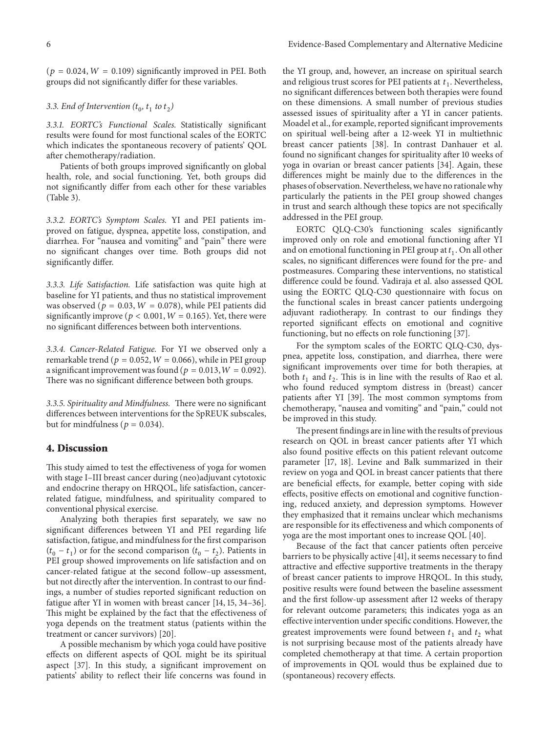($p = 0.024$, $W = 0.109$) significantly improved in PEI. Both groups did not significantly differ for these variables.

### 3.3. End of Intervention ($t_0$, $t_1$ to $t_2$)

*3.3.1. EORTC's Functional Scales.* Statistically significant results were found for most functional scales of the EORTC which indicates the spontaneous recovery of patients' QOL after chemotherapy/radiation.

Patients of both groups improved significantly on global health, role, and social functioning. Yet, both groups did not significantly differ from each other for these variables (Table 3).

*3.3.2. EORTC's Symptom Scales.* YI and PEI patients improved on fatigue, dyspnea, appetite loss, constipation, and diarrhea. For "nausea and vomiting" and "pain" there were no significant changes over time. Both groups did not significantly differ.

*3.3.3. Life Satisfaction.* Life satisfaction was quite high at baseline for YI patients, and thus no statistical improvement was observed ($p = 0.03$, $W = 0.078$), while PEI patients did significantly improve ($p < 0.001$, $W = 0.165$). Yet, there were no significant differences between both interventions.

*3.3.4. Cancer-Related Fatigue.* For YI we observed only a remarkable trend ($p = 0.052$, $W = 0.066$), while in PEI group a significant improvement was found ($p = 0.013$, $W = 0.092$). There was no significant difference between both groups.

*3.3.5. Spirituality and Mindfulness.* There were no significant differences between interventions for the SpREUK subscales, but for mindfulness ($p = 0.034$).

## 4. Discussion

This study aimed to test the effectiveness of yoga for women with stage I–III breast cancer during (neo)adjuvant cytotoxic and endocrine therapy on HRQOL, life satisfaction, cancer-related fatigue, mindfulness, and spirituality compared to conventional physical exercise.

Analyzing both therapies first separately, we saw no significant differences between YI and PEI regarding life satisfaction, fatigue, and mindfulness for the first comparison ($t_0 - t_1$) or for the second comparison ($t_0 - t_2$). Patients in PEI group showed improvements on life satisfaction and on cancer-related fatigue at the second follow–up assessment, but not directly after the intervention. In contrast to our findings, a number of studies reported significant reduction on fatigue after YI in women with breast cancer [14, 15, 34–36]. This might be explained by the fact that the effectiveness of yoga depends on the treatment status (patients within the treatment or cancer survivors) [20].

A possible mechanism by which yoga could have positive effects on different aspects of QOL might be its spiritual aspect [37]. In this study, a significant improvement on patients' ability to reflect their life concerns was found in the YI group, and, however, an increase on spiritual search and religious trust scores for PEI patients at $t_1$. Nevertheless, no significant differences between both therapies were found on these dimensions. A small number of previous studies assessed issues of spirituality after a YI in cancer patients. Moadel et al., for example, reported significant improvements on spiritual well-being after a 12-week YI in multiethnic breast cancer patients [38]. In contrast Danhauer et al. found no significant changes for spirituality after 10 weeks of yoga in ovarian or breast cancer patients [34]. Again, these differences might be mainly due to the differences in the phases of observation. Nevertheless, we have no rationale why particularly the patients in the PEI group showed changes in trust and search although these topics are not specifically addressed in the PEI group.

EORTC QLQ-C30's functioning scales significantly improved only on role and emotional functioning after YI and on emotional functioning in PEI group at $t_1$. On all other scales, no significant differences were found for the pre- and postmeasures. Comparing these interventions, no statistical difference could be found. Vadiraja et al. also assessed QOL using the EORTC QLQ-C30 questionnaire with focus on the functional scales in breast cancer patients undergoing adjuvant radiotherapy. In contrast to our findings they reported significant effects on emotional and cognitive functioning, but no effects on role functioning [37].

For the symptom scales of the EORTC QLQ-C30, dyspnea, appetite loss, constipation, and diarrhea, there were significant improvements over time for both therapies, at both $t_1$ and $t_2$. This is in line with the results of Rao et al. who found reduced symptom distress in (breast) cancer patients after YI [39]. The most common symptoms from chemotherapy, "nausea and vomiting" and "pain," could not be improved in this study.

The present findings are in line with the results of previous research on QOL in breast cancer patients after YI which also found positive effects on this patient relevant outcome parameter [17, 18]. Levine and Balk summarized in their review on yoga and QOL in breast cancer patients that there are beneficial effects, for example, better coping with side effects, positive effects on emotional and cognitive functioning, reduced anxiety, and depression symptoms. However they emphasized that it remains unclear which mechanisms are responsible for its effectiveness and which components of yoga are the most important ones to increase QOL [40].

Because of the fact that cancer patients often perceive barriers to be physically active [41], it seems necessary to find attractive and effective supportive treatments in the therapy of breast cancer patients to improve HRQOL. In this study, positive results were found between the baseline assessment and the first follow-up assessment after 12 weeks of therapy for relevant outcome parameters; this indicates yoga as an effective intervention under specific conditions. However, the greatest improvements were found between $t_1$ and $t_2$ what is not surprising because most of the patients already have completed chemotherapy at that time. A certain proportion of improvements in QOL would thus be explained due to (spontaneous) recovery effects.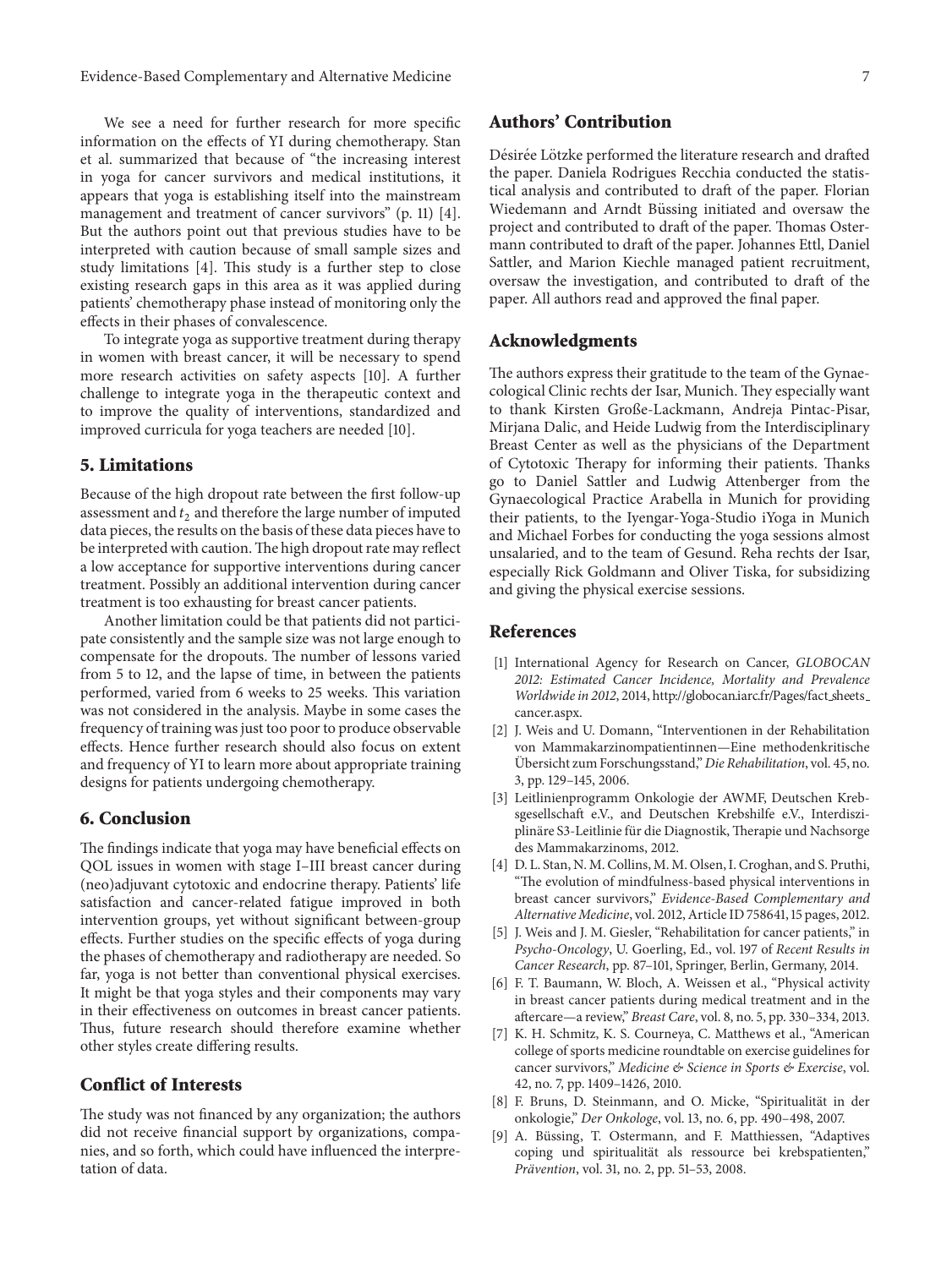We see a need for further research for more specific information on the effects of YI during chemotherapy. Stan et al. summarized that because of "the increasing interest in yoga for cancer survivors and medical institutions, it appears that yoga is establishing itself into the mainstream management and treatment of cancer survivors" (p. 11) [4]. But the authors point out that previous studies have to be interpreted with caution because of small sample sizes and study limitations [4]. This study is a further step to close existing research gaps in this area as it was applied during patients' chemotherapy phase instead of monitoring only the effects in their phases of convalescence.

To integrate yoga as supportive treatment during therapy in women with breast cancer, it will be necessary to spend more research activities on safety aspects [10]. A further challenge to integrate yoga in the therapeutic context and to improve the quality of interventions, standardized and improved curricula for yoga teachers are needed [10].

## 5. Limitations

Because of the high dropout rate between the first follow-up assessment and $t_2$ and therefore the large number of imputed data pieces, the results on the basis of these data pieces have to be interpreted with caution. The high dropout rate may reflect a low acceptance for supportive interventions during cancer treatment. Possibly an additional intervention during cancer treatment is too exhausting for breast cancer patients.

Another limitation could be that patients did not participate consistently and the sample size was not large enough to compensate for the dropouts. The number of lessons varied from 5 to 12, and the lapse of time, in between the patients performed, varied from 6 weeks to 25 weeks. This variation was not considered in the analysis. Maybe in some cases the frequency of training was just too poor to produce observable effects. Hence further research should also focus on extent and frequency of YI to learn more about appropriate training designs for patients undergoing chemotherapy.

## 6. Conclusion

The findings indicate that yoga may have beneficial effects on QOL issues in women with stage I–III breast cancer during (neo)adjuvant cytotoxic and endocrine therapy. Patients' life satisfaction and cancer-related fatigue improved in both intervention groups, yet without significant between-group effects. Further studies on the specific effects of yoga during the phases of chemotherapy and radiotherapy are needed. So far, yoga is not better than conventional physical exercises. It might be that yoga styles and their components may vary in their effectiveness on outcomes in breast cancer patients. Thus, future research should therefore examine whether other styles create differing results.

## Conflict of Interests

The study was not financed by any organization; the authors did not receive financial support by organizations, companies, and so forth, which could have influenced the interpretation of data.

## Authors' Contribution

Désirée Lötzke performed the literature research and drafted the paper. Daniela Rodrigues Recchia conducted the statistical analysis and contributed to draft of the paper. Florian Wiedemann and Arndt Büssing initiated and oversaw the project and contributed to draft of the paper. Thomas Ostermann contributed to draft of the paper. Johannes Ettl, Daniel Sattler, and Marion Kiechle managed patient recruitment, oversaw the investigation, and contributed to draft of the paper. All authors read and approved the final paper.

## Acknowledgments

The authors express their gratitude to the team of the Gynaecological Clinic rechts der Isar, Munich. They especially want to thank Kirsten Große-Lackmann, Andreja Pintac-Pisar, Mirjana Dalic, and Heide Ludwig from the Interdisciplinary Breast Center as well as the physicians of the Department of Cytotoxic Therapy for informing their patients. Thanks go to Daniel Sattler and Ludwig Attenberger from the Gynaecological Practice Arabella in Munich for providing their patients, to the Iyengar-Yoga-Studio iYoga in Munich and Michael Forbes for conducting the yoga sessions almost unsalaried, and to the team of Gesund. Reha rechts der Isar, especially Rick Goldmann and Oliver Tiska, for subsidizing and giving the physical exercise sessions.

## References

[1] International Agency for Research on Cancer, *GLOBOCAN 2012: Estimated Cancer Incidence, Mortality and Prevalence Worldwide in 2012*, 2014, http://globocan.iarc.fr/Pages/fact_sheets_cancer.aspx.

[2] J. Weis and U. Domann, "Interventionen in der Rehabilitation von Mammakarzinompatientinnen—Eine methodenkritische Übersicht zum Forschungsstand," *Die Rehabilitation*, vol. 45, no. 3, pp. 129–145, 2006.

[3] Leitlinienprogramm Onkologie der AWMF, Deutschen Krebsgesellschaft e.V., and Deutschen Krebshilfe e.V., Interdisziplinäre S3-Leitlinie für die Diagnostik, Therapie und Nachsorge des Mammakarzinoms, 2012.

[4] D. L. Stan, N. M. Collins, M. M. Olsen, I. Croghan, and S. Pruthi, "The evolution of mindfulness-based physical interventions in breast cancer survivors," *Evidence-Based Complementary and Alternative Medicine*, vol. 2012, Article ID 758641, 15 pages, 2012.

[5] J. Weis and J. M. Giesler, "Rehabilitation for cancer patients," in *Psycho-Oncology*, U. Goerling, Ed., vol. 197 of *Recent Results in Cancer Research*, pp. 87–101, Springer, Berlin, Germany, 2014.

[6] F. T. Baumann, W. Bloch, A. Weissen et al., "Physical activity in breast cancer patients during medical treatment and in the aftercare—a review," *Breast Care*, vol. 8, no. 5, pp. 330–334, 2013.

[7] K. H. Schmitz, K. S. Courneya, C. Matthews et al., "American college of sports medicine roundtable on exercise guidelines for cancer survivors," *Medicine & Science in Sports & Exercise*, vol. 42, no. 7, pp. 1409–1426, 2010.

[8] F. Bruns, D. Steinmann, and O. Micke, "Spiritualität in der onkologie," *Der Onkologe*, vol. 13, no. 6, pp. 490–498, 2007.

[9] A. Büssing, T. Ostermann, and F. Matthiessen, "Adaptives coping und spiritualität als ressource bei krebspatienten," *Prävention*, vol. 31, no. 2, pp. 51–53, 2008.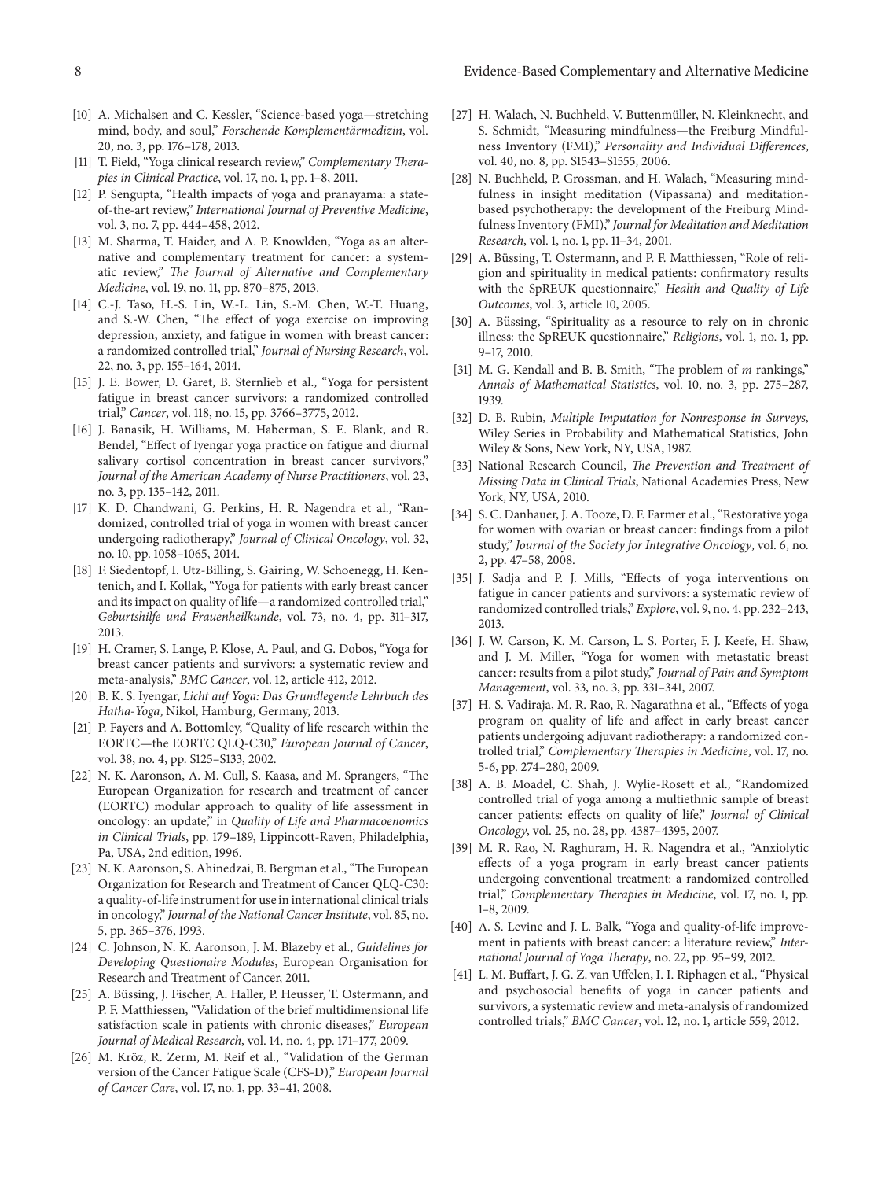[10] A. Michalsen and C. Kessler, "Science-based yoga—stretching mind, body, and soul," *Forschende Komplementärmedizin*, vol. 20, no. 3, pp. 176–178, 2013.

[11] T. Field, "Yoga clinical research review," *Complementary Therapies in Clinical Practice*, vol. 17, no. 1, pp. 1–8, 2011.

[12] P. Sengupta, "Health impacts of yoga and pranayama: a state-of-the-art review," *International Journal of Preventive Medicine*, vol. 3, no. 7, pp. 444–458, 2012.

[13] M. Sharma, T. Haider, and A. P. Knowlden, "Yoga as an alternative and complementary treatment for cancer: a systematic review," *The Journal of Alternative and Complementary Medicine*, vol. 19, no. 11, pp. 870–875, 2013.

[14] C.-J. Taso, H.-S. Lin, W.-L. Lin, S.-M. Chen, W.-T. Huang, and S.-W. Chen, "The effect of yoga exercise on improving depression, anxiety, and fatigue in women with breast cancer: a randomized controlled trial," *Journal of Nursing Research*, vol. 22, no. 3, pp. 155–164, 2014.

[15] J. E. Bower, D. Garet, B. Sternlieb et al., "Yoga for persistent fatigue in breast cancer survivors: a randomized controlled trial," *Cancer*, vol. 118, no. 15, pp. 3766–3775, 2012.

[16] J. Banasik, H. Williams, M. Haberman, S. E. Blank, and R. Bendel, "Effect of Iyengar yoga practice on fatigue and diurnal salivary cortisol concentration in breast cancer survivors," *Journal of the American Academy of Nurse Practitioners*, vol. 23, no. 3, pp. 135–142, 2011.

[17] K. D. Chandwani, G. Perkins, H. R. Nagendra et al., "Randomized, controlled trial of yoga in women with breast cancer undergoing radiotherapy," *Journal of Clinical Oncology*, vol. 32, no. 10, pp. 1058–1065, 2014.

[18] F. Siedentopf, I. Utz-Billing, S. Gairing, W. Schoenegg, H. Kentenich, and I. Kollak, "Yoga for patients with early breast cancer and its impact on quality of life—a randomized controlled trial," *Geburtshilfe und Frauenheilkunde*, vol. 73, no. 4, pp. 311–317, 2013.

[19] H. Cramer, S. Lange, P. Klose, A. Paul, and G. Dobos, "Yoga for breast cancer patients and survivors: a systematic review and meta-analysis," *BMC Cancer*, vol. 12, article 412, 2012.

[20] B. K. S. Iyengar, *Licht auf Yoga: Das Grundlegende Lehrbuch des Hatha-Yoga*, Nikol, Hamburg, Germany, 2013.

[21] P. Fayers and A. Bottomley, "Quality of life research within the EORTC—the EORTC QLQ-C30," *European Journal of Cancer*, vol. 38, no. 4, pp. S125–S133, 2002.

[22] N. K. Aaronson, A. M. Cull, S. Kaasa, and M. Sprangers, "The European Organization for research and treatment of cancer (EORTC) modular approach to quality of life assessment in oncology: an update," in *Quality of Life and Pharmacoenomics in Clinical Trials*, pp. 179–189, Lippincott-Raven, Philadelphia, Pa, USA, 2nd edition, 1996.

[23] N. K. Aaronson, S. Ahinedzai, B. Bergman et al., "The European Organization for Research and Treatment of Cancer QLQ-C30: a quality-of-life instrument for use in international clinical trials in oncology," *Journal of the National Cancer Institute*, vol. 85, no. 5, pp. 365–376, 1993.

[24] C. Johnson, N. K. Aaronson, J. M. Blazeby et al., *Guidelines for Developing Questionaire Modules*, European Organisation for Research and Treatment of Cancer, 2011.

[25] A. Büssing, J. Fischer, A. Haller, P. Heusser, T. Ostermann, and P. F. Matthiessen, "Validation of the brief multidimensional life satisfaction scale in patients with chronic diseases," *European Journal of Medical Research*, vol. 14, no. 4, pp. 171–177, 2009.

[26] M. Kröz, R. Zerm, M. Reif et al., "Validation of the German version of the Cancer Fatigue Scale (CFS-D)," *European Journal of Cancer Care*, vol. 17, no. 1, pp. 33–41, 2008.

[27] H. Walach, N. Buchheld, V. Buttenmüller, N. Kleinknecht, and S. Schmidt, "Measuring mindfulness—the Freiburg Mindfulness Inventory (FMI)," *Personality and Individual Differences*, vol. 40, no. 8, pp. S1543–S1555, 2006.

[28] N. Buchheld, P. Grossman, and H. Walach, "Measuring mindfulness in insight meditation (Vipassana) and meditation-based psychotherapy: the development of the Freiburg Mindfulness Inventory (FMI)," *Journal for Meditation and Meditation Research*, vol. 1, no. 1, pp. 11–34, 2001.

[29] A. Büssing, T. Ostermann, and P. F. Matthiessen, "Role of religion and spirituality in medical patients: confirmatory results with the SpREUK questionnaire," *Health and Quality of Life Outcomes*, vol. 3, article 10, 2005.

[30] A. Büssing, "Spirituality as a resource to rely on in chronic illness: the SpREUK questionnaire," *Religions*, vol. 1, no. 1, pp. 9–17, 2010.

[31] M. G. Kendall and B. B. Smith, "The problem of *m* rankings," *Annals of Mathematical Statistics*, vol. 10, no. 3, pp. 275–287, 1939.

[32] D. B. Rubin, *Multiple Imputation for Nonresponse in Surveys*, Wiley Series in Probability and Mathematical Statistics, John Wiley & Sons, New York, NY, USA, 1987.

[33] National Research Council, *The Prevention and Treatment of Missing Data in Clinical Trials*, National Academies Press, New York, NY, USA, 2010.

[34] S. C. Danhauer, J. A. Tooze, D. F. Farmer et al., "Restorative yoga for women with ovarian or breast cancer: findings from a pilot study," *Journal of the Society for Integrative Oncology*, vol. 6, no. 2, pp. 47–58, 2008.

[35] J. Sadja and P. J. Mills, "Effects of yoga interventions on fatigue in cancer patients and survivors: a systematic review of randomized controlled trials," *Explore*, vol. 9, no. 4, pp. 232–243, 2013.

[36] J. W. Carson, K. M. Carson, L. S. Porter, F. J. Keefe, H. Shaw, and J. M. Miller, "Yoga for women with metastatic breast cancer: results from a pilot study," *Journal of Pain and Symptom Management*, vol. 33, no. 3, pp. 331–341, 2007.

[37] H. S. Vadiraja, M. R. Rao, R. Nagarathna et al., "Effects of yoga program on quality of life and affect in early breast cancer patients undergoing adjuvant radiotherapy: a randomized controlled trial," *Complementary Therapies in Medicine*, vol. 17, no. 5-6, pp. 274–280, 2009.

[38] A. B. Moadel, C. Shah, J. Wylie-Rosett et al., "Randomized controlled trial of yoga among a multiethnic sample of breast cancer patients: effects on quality of life," *Journal of Clinical Oncology*, vol. 25, no. 28, pp. 4387–4395, 2007.

[39] M. R. Rao, N. Raghuram, H. R. Nagendra et al., "Anxiolytic effects of a yoga program in early breast cancer patients undergoing conventional treatment: a randomized controlled trial," *Complementary Therapies in Medicine*, vol. 17, no. 1, pp. 1–8, 2009.

[40] A. S. Levine and J. L. Balk, "Yoga and quality-of-life improvement in patients with breast cancer: a literature review," *International Journal of Yoga Therapy*, no. 22, pp. 95–99, 2012.

[41] L. M. Buffart, J. G. Z. van Uffelen, I. I. Riphagen et al., "Physical and psychosocial benefits of yoga in cancer patients and survivors, a systematic review and meta-analysis of randomized controlled trials," *BMC Cancer*, vol. 12, no. 1, article 559, 2012.